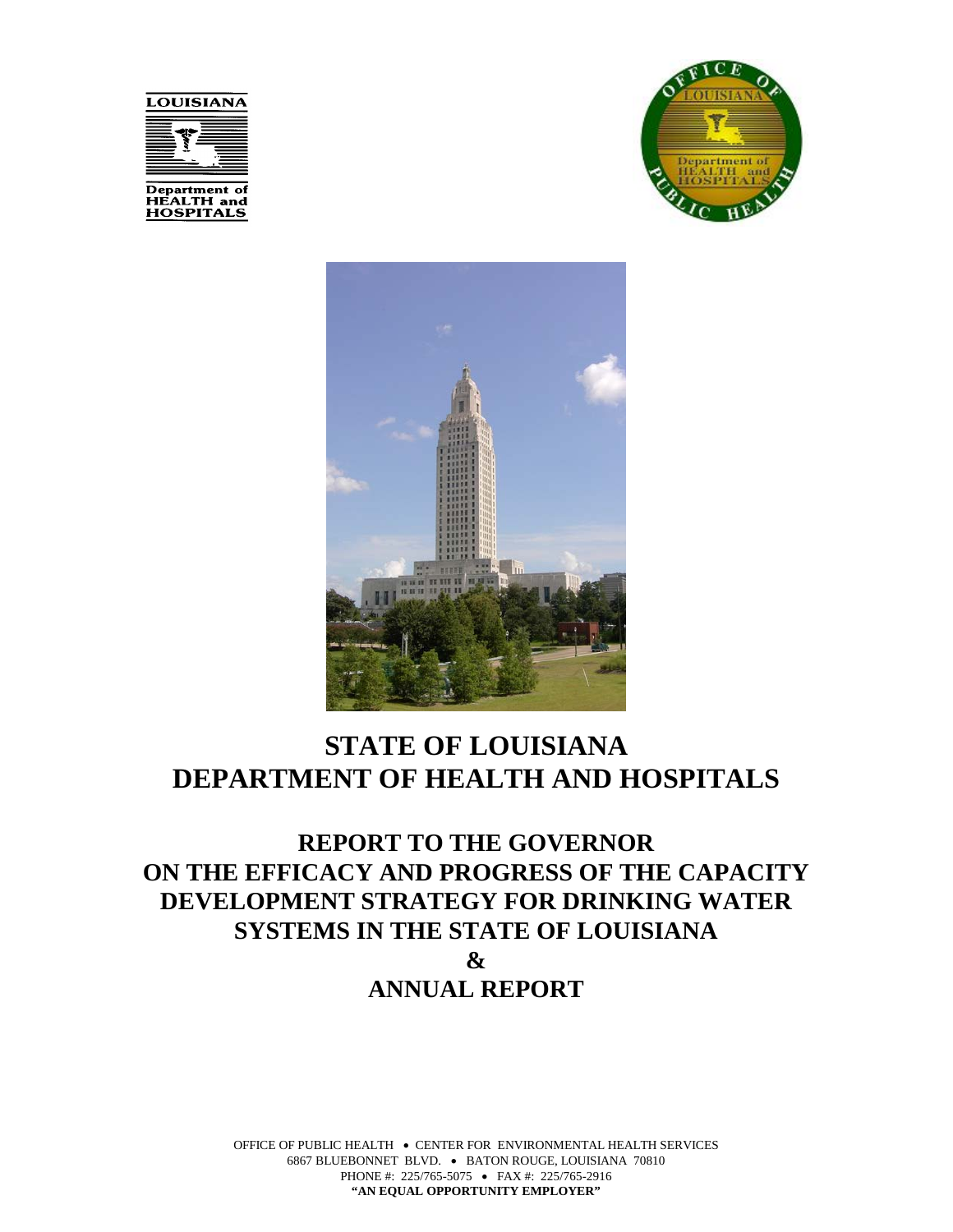# STATE OF LOUISIANA
# DEPARTMENT OF HEALTH AND HOSPITALS

## REPORT TO THE GOVERNOR ON THE EFFICACY AND PROGRESS OF THE CAPACITY DEVELOPMENT STRATEGY FOR DRINKING WATER SYSTEMS IN THE STATE OF LOUISIANA
## &
## ANNUAL REPORT

OFFICE OF PUBLIC HEALTH • CENTER FOR ENVIRONMENTAL HEALTH SERVICES
6867 BLUEBONNET BLVD. • BATON ROUGE, LOUISIANA 70810
PHONE #: 225/765-5075 • FAX #: 225/765-2916
**"AN EQUAL OPPORTUNITY EMPLOYER"**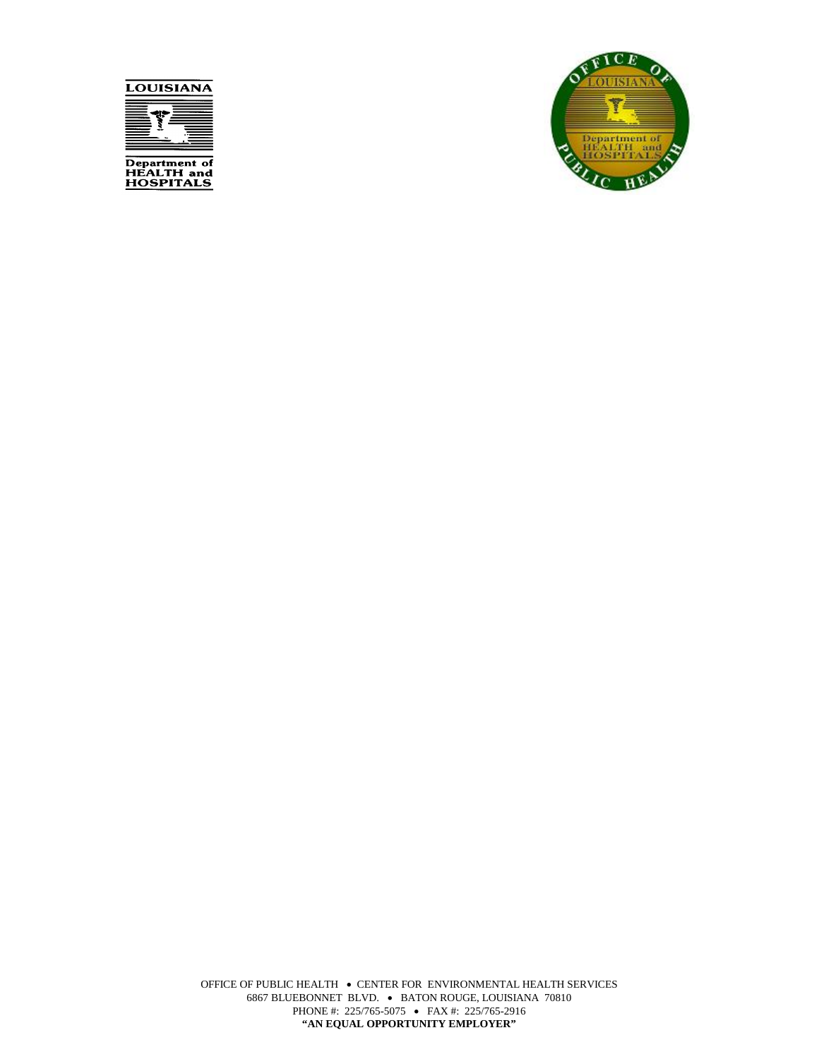OFFICE OF PUBLIC HEALTH • CENTER FOR ENVIRONMENTAL HEALTH SERVICES
6867 BLUEBONNET BLVD. • BATON ROUGE, LOUISIANA 70810
PHONE #: 225/765-5075 • FAX #: 225/765-2916
**"AN EQUAL OPPORTUNITY EMPLOYER"**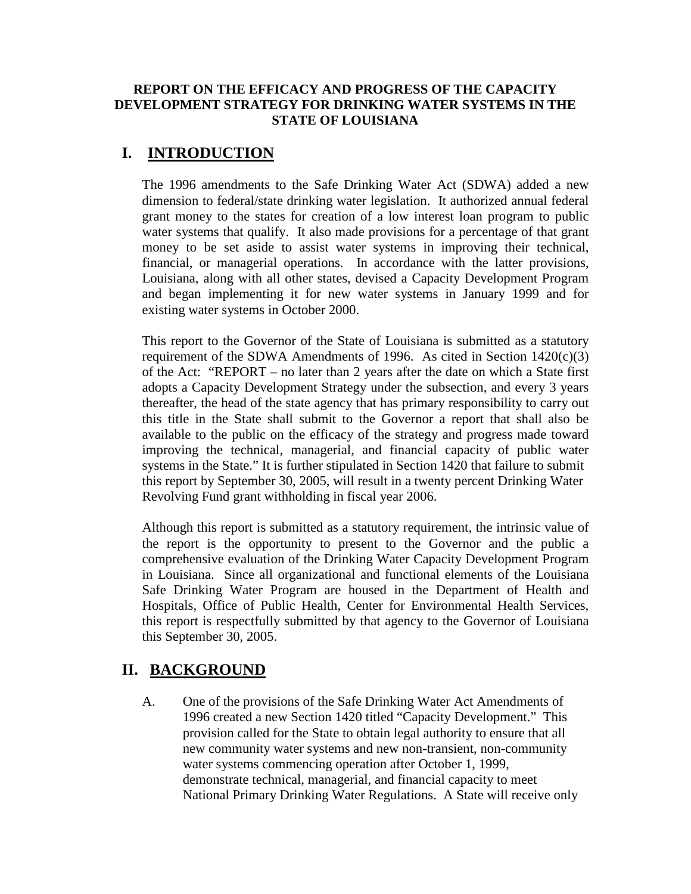**REPORT ON THE EFFICACY AND PROGRESS OF THE CAPACITY DEVELOPMENT STRATEGY FOR DRINKING WATER SYSTEMS IN THE STATE OF LOUISIANA**

# I. INTRODUCTION

The 1996 amendments to the Safe Drinking Water Act (SDWA) added a new dimension to federal/state drinking water legislation. It authorized annual federal grant money to the states for creation of a low interest loan program to public water systems that qualify. It also made provisions for a percentage of that grant money to be set aside to assist water systems in improving their technical, financial, or managerial operations. In accordance with the latter provisions, Louisiana, along with all other states, devised a Capacity Development Program and began implementing it for new water systems in January 1999 and for existing water systems in October 2000.

This report to the Governor of the State of Louisiana is submitted as a statutory requirement of the SDWA Amendments of 1996. As cited in Section 1420(c)(3) of the Act: "REPORT – no later than 2 years after the date on which a State first adopts a Capacity Development Strategy under the subsection, and every 3 years thereafter, the head of the state agency that has primary responsibility to carry out this title in the State shall submit to the Governor a report that shall also be available to the public on the efficacy of the strategy and progress made toward improving the technical, managerial, and financial capacity of public water systems in the State." It is further stipulated in Section 1420 that failure to submit this report by September 30, 2005, will result in a twenty percent Drinking Water Revolving Fund grant withholding in fiscal year 2006.

Although this report is submitted as a statutory requirement, the intrinsic value of the report is the opportunity to present to the Governor and the public a comprehensive evaluation of the Drinking Water Capacity Development Program in Louisiana. Since all organizational and functional elements of the Louisiana Safe Drinking Water Program are housed in the Department of Health and Hospitals, Office of Public Health, Center for Environmental Health Services, this report is respectfully submitted by that agency to the Governor of Louisiana this September 30, 2005.

# II. BACKGROUND

A. One of the provisions of the Safe Drinking Water Act Amendments of 1996 created a new Section 1420 titled "Capacity Development." This provision called for the State to obtain legal authority to ensure that all new community water systems and new non-transient, non-community water systems commencing operation after October 1, 1999, demonstrate technical, managerial, and financial capacity to meet National Primary Drinking Water Regulations. A State will receive only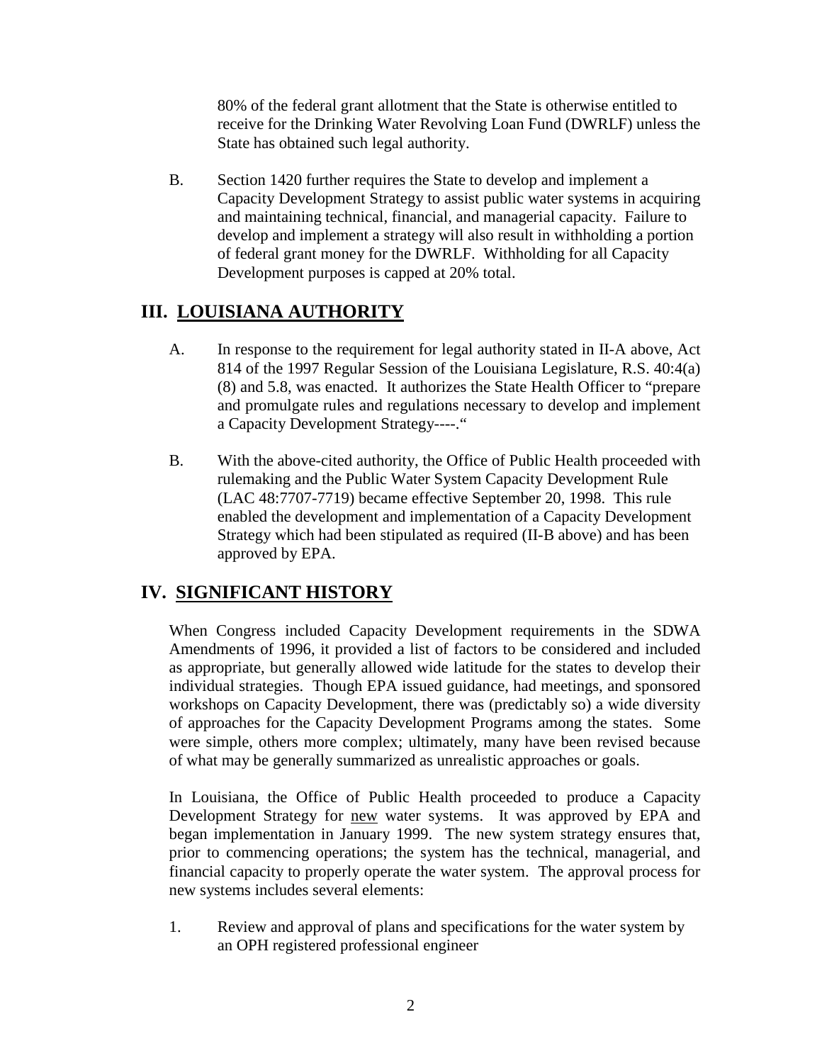80% of the federal grant allotment that the State is otherwise entitled to receive for the Drinking Water Revolving Loan Fund (DWRLF) unless the State has obtained such legal authority.

B. Section 1420 further requires the State to develop and implement a Capacity Development Strategy to assist public water systems in acquiring and maintaining technical, financial, and managerial capacity. Failure to develop and implement a strategy will also result in withholding a portion of federal grant money for the DWRLF. Withholding for all Capacity Development purposes is capped at 20% total.

## III. LOUISIANA AUTHORITY

A. In response to the requirement for legal authority stated in II-A above, Act 814 of the 1997 Regular Session of the Louisiana Legislature, R.S. 40:4(a)(8) and 5.8, was enacted. It authorizes the State Health Officer to "prepare and promulgate rules and regulations necessary to develop and implement a Capacity Development Strategy----."

B. With the above-cited authority, the Office of Public Health proceeded with rulemaking and the Public Water System Capacity Development Rule (LAC 48:7707-7719) became effective September 20, 1998. This rule enabled the development and implementation of a Capacity Development Strategy which had been stipulated as required (II-B above) and has been approved by EPA.

## IV. SIGNIFICANT HISTORY

When Congress included Capacity Development requirements in the SDWA Amendments of 1996, it provided a list of factors to be considered and included as appropriate, but generally allowed wide latitude for the states to develop their individual strategies. Though EPA issued guidance, had meetings, and sponsored workshops on Capacity Development, there was (predictably so) a wide diversity of approaches for the Capacity Development Programs among the states. Some were simple, others more complex; ultimately, many have been revised because of what may be generally summarized as unrealistic approaches or goals.

In Louisiana, the Office of Public Health proceeded to produce a Capacity Development Strategy for new water systems. It was approved by EPA and began implementation in January 1999. The new system strategy ensures that, prior to commencing operations; the system has the technical, managerial, and financial capacity to properly operate the water system. The approval process for new systems includes several elements:

1. Review and approval of plans and specifications for the water system by an OPH registered professional engineer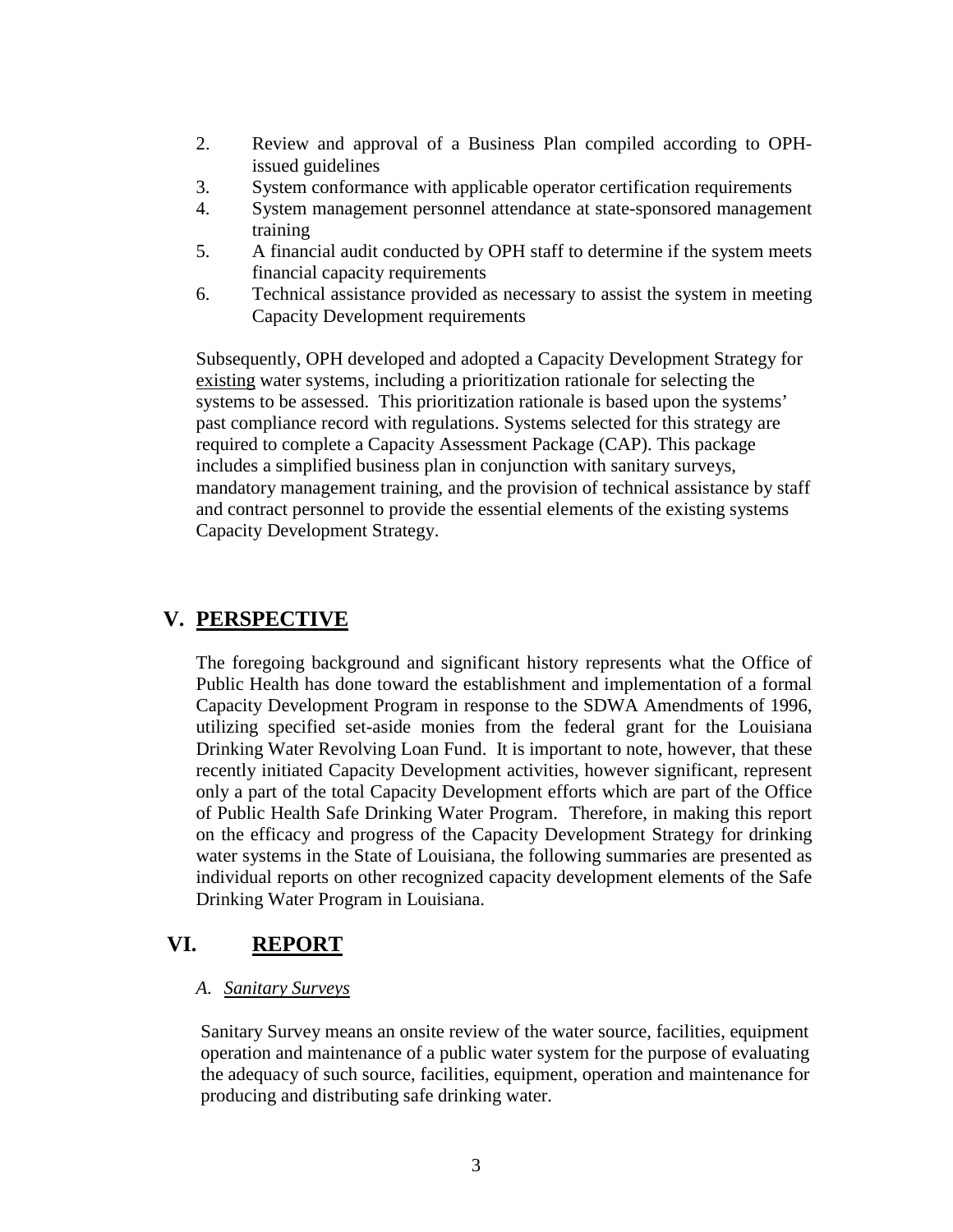2. Review and approval of a Business Plan compiled according to OPH-issued guidelines
3. System conformance with applicable operator certification requirements
4. System management personnel attendance at state-sponsored management training
5. A financial audit conducted by OPH staff to determine if the system meets financial capacity requirements
6. Technical assistance provided as necessary to assist the system in meeting Capacity Development requirements

Subsequently, OPH developed and adopted a Capacity Development Strategy for existing water systems, including a prioritization rationale for selecting the systems to be assessed. This prioritization rationale is based upon the systems' past compliance record with regulations. Systems selected for this strategy are required to complete a Capacity Assessment Package (CAP). This package includes a simplified business plan in conjunction with sanitary surveys, mandatory management training, and the provision of technical assistance by staff and contract personnel to provide the essential elements of the existing systems Capacity Development Strategy.

## V. PERSPECTIVE

The foregoing background and significant history represents what the Office of Public Health has done toward the establishment and implementation of a formal Capacity Development Program in response to the SDWA Amendments of 1996, utilizing specified set-aside monies from the federal grant for the Louisiana Drinking Water Revolving Loan Fund. It is important to note, however, that these recently initiated Capacity Development activities, however significant, represent only a part of the total Capacity Development efforts which are part of the Office of Public Health Safe Drinking Water Program. Therefore, in making this report on the efficacy and progress of the Capacity Development Strategy for drinking water systems in the State of Louisiana, the following summaries are presented as individual reports on other recognized capacity development elements of the Safe Drinking Water Program in Louisiana.

## VI. REPORT

### *A. Sanitary Surveys*

Sanitary Survey means an onsite review of the water source, facilities, equipment operation and maintenance of a public water system for the purpose of evaluating the adequacy of such source, facilities, equipment, operation and maintenance for producing and distributing safe drinking water.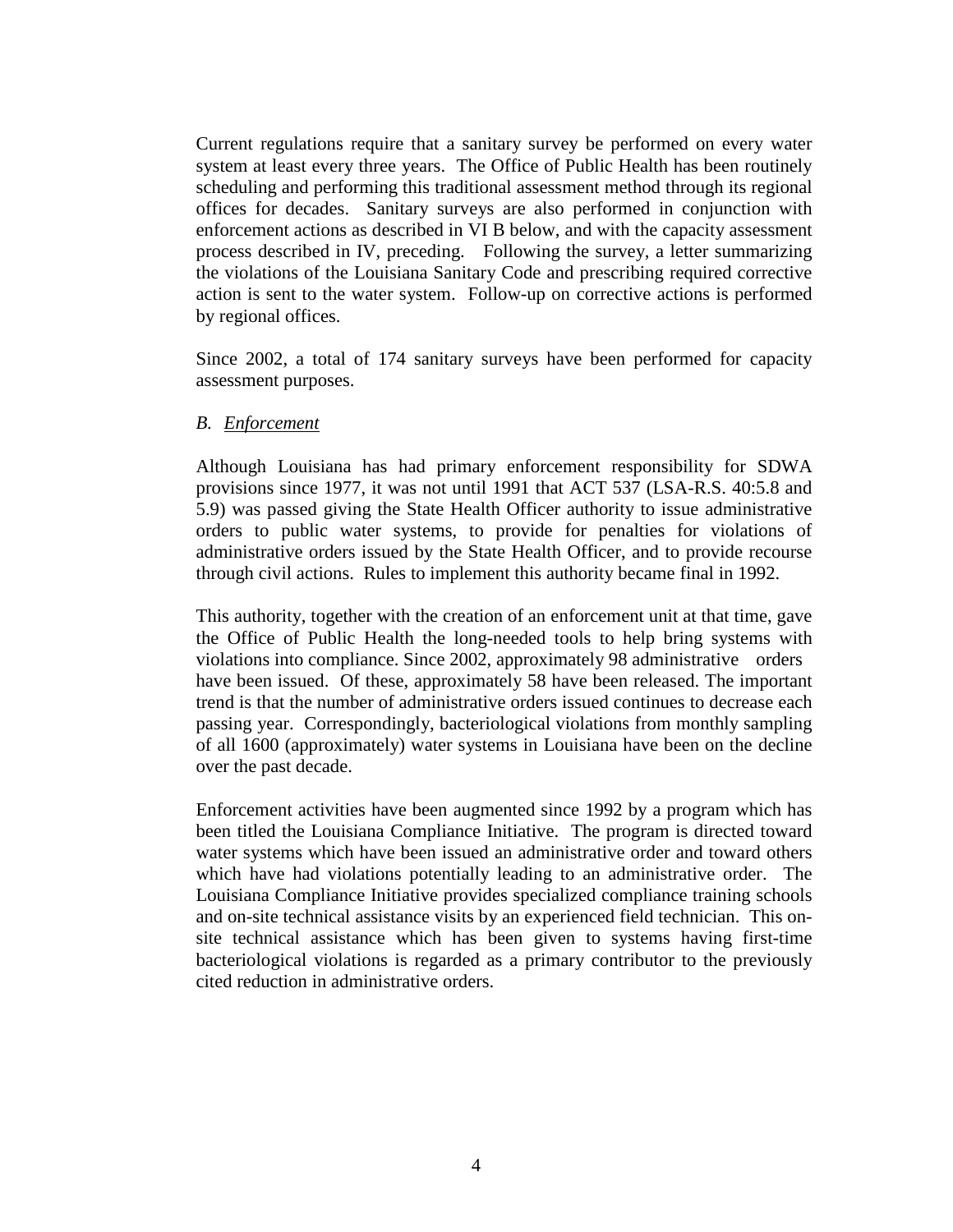Current regulations require that a sanitary survey be performed on every water system at least every three years. The Office of Public Health has been routinely scheduling and performing this traditional assessment method through its regional offices for decades. Sanitary surveys are also performed in conjunction with enforcement actions as described in VI B below, and with the capacity assessment process described in IV, preceding. Following the survey, a letter summarizing the violations of the Louisiana Sanitary Code and prescribing required corrective action is sent to the water system. Follow-up on corrective actions is performed by regional offices.

Since 2002, a total of 174 sanitary surveys have been performed for capacity assessment purposes.

### *B. Enforcement*

Although Louisiana has had primary enforcement responsibility for SDWA provisions since 1977, it was not until 1991 that ACT 537 (LSA-R.S. 40:5.8 and 5.9) was passed giving the State Health Officer authority to issue administrative orders to public water systems, to provide for penalties for violations of administrative orders issued by the State Health Officer, and to provide recourse through civil actions. Rules to implement this authority became final in 1992.

This authority, together with the creation of an enforcement unit at that time, gave the Office of Public Health the long-needed tools to help bring systems with violations into compliance. Since 2002, approximately 98 administrative orders have been issued. Of these, approximately 58 have been released. The important trend is that the number of administrative orders issued continues to decrease each passing year. Correspondingly, bacteriological violations from monthly sampling of all 1600 (approximately) water systems in Louisiana have been on the decline over the past decade.

Enforcement activities have been augmented since 1992 by a program which has been titled the Louisiana Compliance Initiative. The program is directed toward water systems which have been issued an administrative order and toward others which have had violations potentially leading to an administrative order. The Louisiana Compliance Initiative provides specialized compliance training schools and on-site technical assistance visits by an experienced field technician. This on-site technical assistance which has been given to systems having first-time bacteriological violations is regarded as a primary contributor to the previously cited reduction in administrative orders.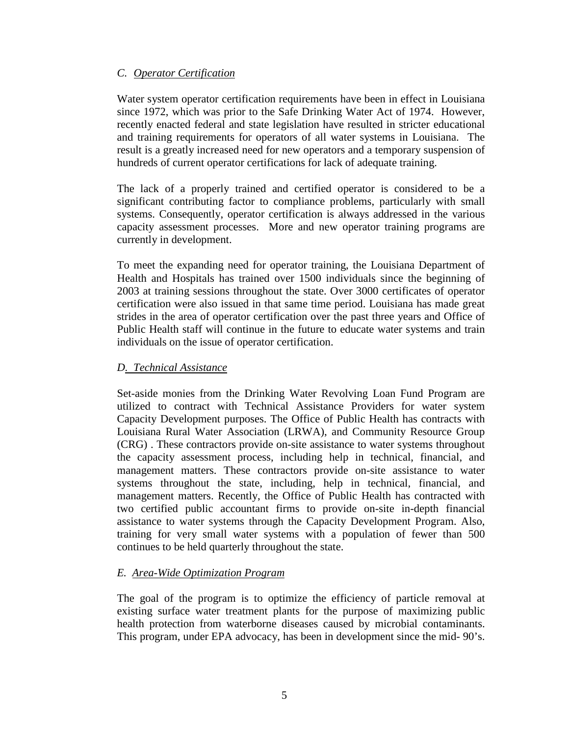### *C. Operator Certification*

Water system operator certification requirements have been in effect in Louisiana since 1972, which was prior to the Safe Drinking Water Act of 1974. However, recently enacted federal and state legislation have resulted in stricter educational and training requirements for operators of all water systems in Louisiana. The result is a greatly increased need for new operators and a temporary suspension of hundreds of current operator certifications for lack of adequate training.

The lack of a properly trained and certified operator is considered to be a significant contributing factor to compliance problems, particularly with small systems. Consequently, operator certification is always addressed in the various capacity assessment processes. More and new operator training programs are currently in development.

To meet the expanding need for operator training, the Louisiana Department of Health and Hospitals has trained over 1500 individuals since the beginning of 2003 at training sessions throughout the state. Over 3000 certificates of operator certification were also issued in that same time period. Louisiana has made great strides in the area of operator certification over the past three years and Office of Public Health staff will continue in the future to educate water systems and train individuals on the issue of operator certification.

### *D. Technical Assistance*

Set-aside monies from the Drinking Water Revolving Loan Fund Program are utilized to contract with Technical Assistance Providers for water system Capacity Development purposes. The Office of Public Health has contracts with Louisiana Rural Water Association (LRWA), and Community Resource Group (CRG) . These contractors provide on-site assistance to water systems throughout the capacity assessment process, including help in technical, financial, and management matters. These contractors provide on-site assistance to water systems throughout the state, including, help in technical, financial, and management matters. Recently, the Office of Public Health has contracted with two certified public accountant firms to provide on-site in-depth financial assistance to water systems through the Capacity Development Program. Also, training for very small water systems with a population of fewer than 500 continues to be held quarterly throughout the state.

### *E. Area-Wide Optimization Program*

The goal of the program is to optimize the efficiency of particle removal at existing surface water treatment plants for the purpose of maximizing public health protection from waterborne diseases caused by microbial contaminants. This program, under EPA advocacy, has been in development since the mid- 90's.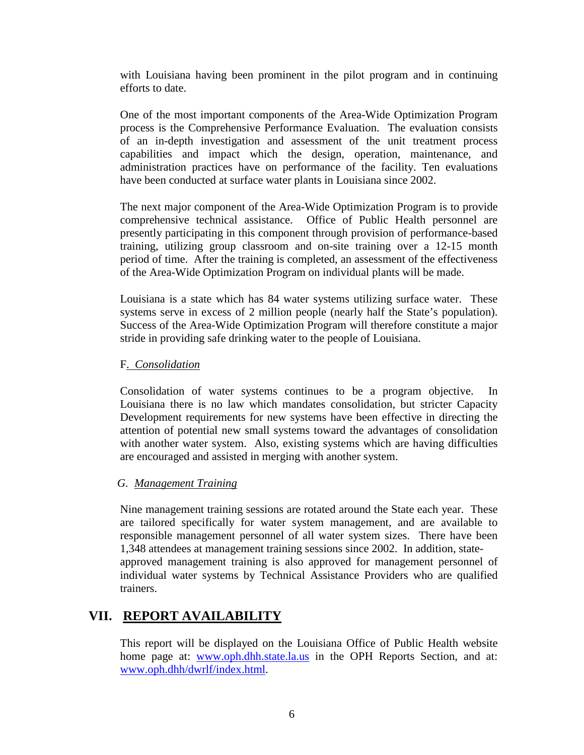with Louisiana having been prominent in the pilot program and in continuing efforts to date.

One of the most important components of the Area-Wide Optimization Program process is the Comprehensive Performance Evaluation. The evaluation consists of an in-depth investigation and assessment of the unit treatment process capabilities and impact which the design, operation, maintenance, and administration practices have on performance of the facility. Ten evaluations have been conducted at surface water plants in Louisiana since 2002.

The next major component of the Area-Wide Optimization Program is to provide comprehensive technical assistance. Office of Public Health personnel are presently participating in this component through provision of performance-based training, utilizing group classroom and on-site training over a 12-15 month period of time. After the training is completed, an assessment of the effectiveness of the Area-Wide Optimization Program on individual plants will be made.

Louisiana is a state which has 84 water systems utilizing surface water. These systems serve in excess of 2 million people (nearly half the State's population). Success of the Area-Wide Optimization Program will therefore constitute a major stride in providing safe drinking water to the people of Louisiana.

### F. *Consolidation*

Consolidation of water systems continues to be a program objective. In Louisiana there is no law which mandates consolidation, but stricter Capacity Development requirements for new systems have been effective in directing the attention of potential new small systems toward the advantages of consolidation with another water system. Also, existing systems which are having difficulties are encouraged and assisted in merging with another system.

### *G. Management Training*

Nine management training sessions are rotated around the State each year. These are tailored specifically for water system management, and are available to responsible management personnel of all water system sizes. There have been 1,348 attendees at management training sessions since 2002. In addition, state-approved management training is also approved for management personnel of individual water systems by Technical Assistance Providers who are qualified trainers.

## VII. REPORT AVAILABILITY

This report will be displayed on the Louisiana Office of Public Health website home page at: www.oph.dhh.state.la.us in the OPH Reports Section, and at: www.oph.dhh/dwrlf/index.html.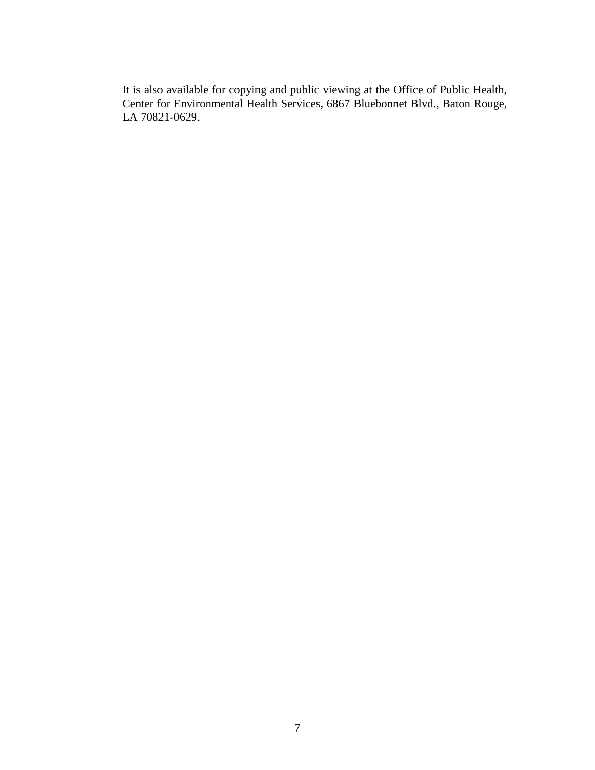It is also available for copying and public viewing at the Office of Public Health, Center for Environmental Health Services, 6867 Bluebonnet Blvd., Baton Rouge, LA 70821-0629.